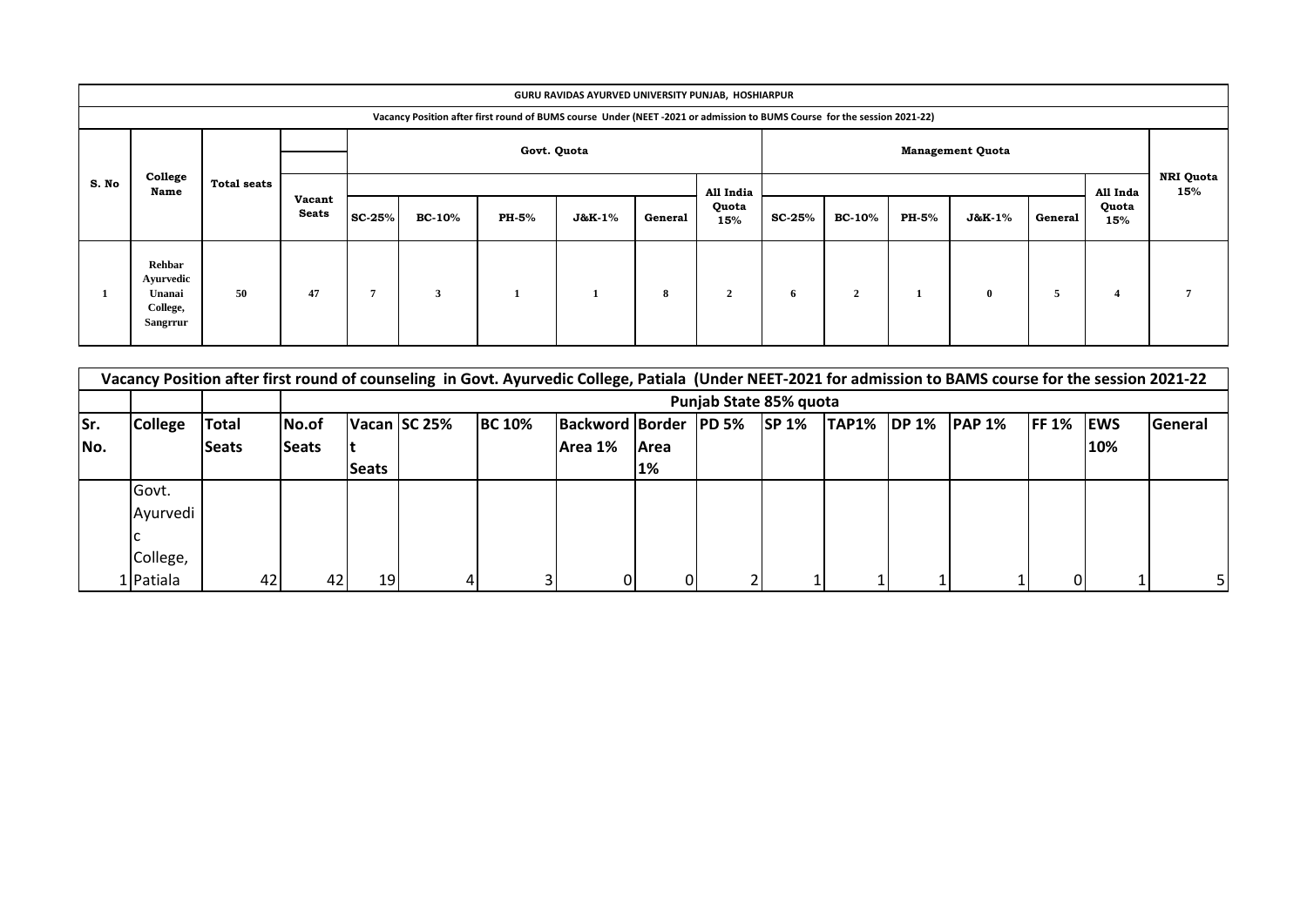**GURU RAVIDAS AYURVED UNIVERSITY PUNJAB, HOSHIARPUR**

**Vacancy Position after first round of BUMS course Under (NEET -2021 or admission to BUMS Course for the session 2021-22)**

| S. No | College Name | Total seats | Vacant Seats | Govt. Quota | | | | | | Management Quota | | | | | | NRI Quota 15% |
|---|---|---|---|---|---|---|---|---|---|---|---|---|---|---|---|---|
| | | | | SC-25% | BC-10% | PH-5% | J&K-1% | General | All India Quota 15% | SC-25% | BC-10% | PH-5% | J&K-1% | General | All Inda Quota 15% | |
| 1 | Rehbar Ayurvedic Unanai College, Sangrrur | 50 | 47 | 7 | 3 | 1 | 1 | 8 | 2 | 6 | 2 | 1 | 0 | 5 | 4 | 7 |

**Vacancy Position after first round of counseling in Govt. Ayurvedic College, Patiala (Under NEET-2021 for admission to BAMS course for the session 2021-22**

| Sr. No. | College | Total Seats | Punjab State 85% quota | | | | | | | | | | | | | |
|---|---|---|---|---|---|---|---|---|---|---|---|---|---|---|---|---|
| | | | No.of Seats | Vacant Seats | SC 25% | BC 10% | Backword Area 1% | Border Area 1% | PD 5% | SP 1% | TAP1% | DP 1% | PAP 1% | FF 1% | EWS 10% | General |
| 1 | Govt. Ayurvedic College, Patiala | 42 | 42 | 19 | 4 | 3 | 0 | 0 | 2 | 1 | 1 | 1 | 1 | 0 | 1 | 5 |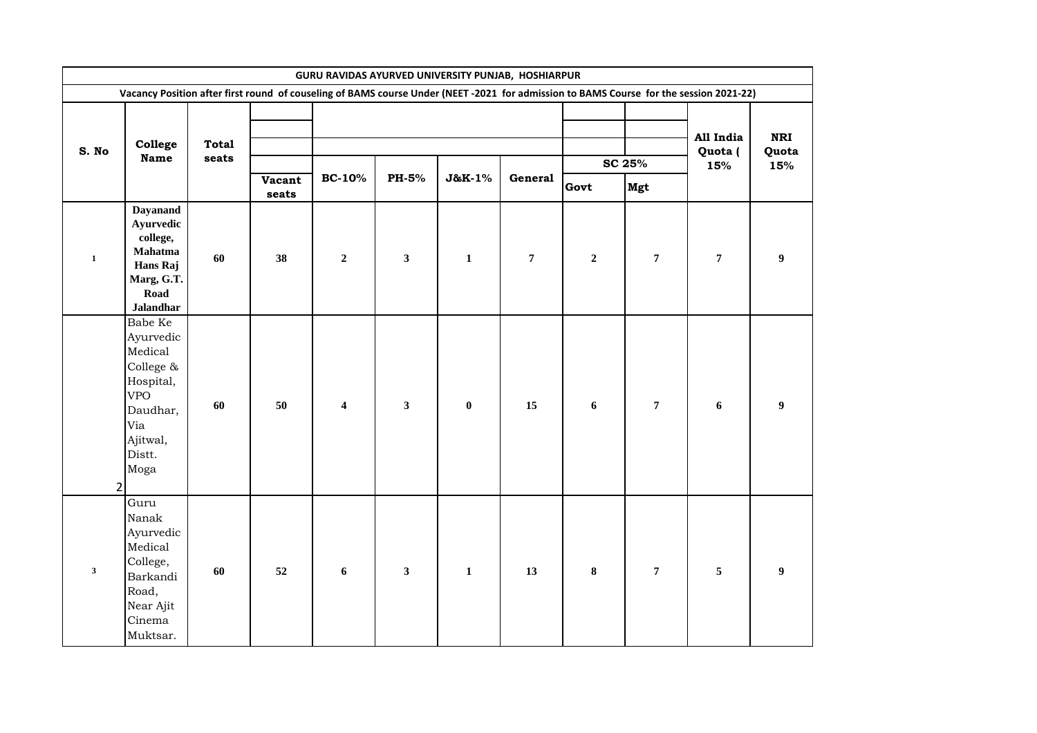| GURU RAVIDAS AYURVED UNIVERSITY PUNJAB, HOSHIARPUR | | | | | | | | | | | | |
|---|---|---|---|---|---|---|---|---|---|---|---|---|
| Vacancy Position after first round of couseling of BAMS course Under (NEET -2021 for admission to BAMS Course for the session 2021-22) | | | | | | | | | | | | |
| S. No | College Name | Total seats | | | | | | SC 25% | | All India Quota ( 15% | NRI Quota 15% |
| | | | Vacant seats | BC-10% | PH-5% | J&K-1% | General | Govt | Mgt | | |
| 1 | Dayanand Ayurvedic college, Mahatma Hans Raj Marg, G.T. Road Jalandhar | 60 | 38 | 2 | 3 | 1 | 7 | 2 | 7 | 7 | 9 |
| 2 | Babe Ke Ayurvedic Medical College & Hospital, VPO Daudhar, Via Ajitwal, Distt. Moga | 60 | 50 | 4 | 3 | 0 | 15 | 6 | 7 | 6 | 9 |
| 3 | Guru Nanak Ayurvedic Medical College, Barkandi Road, Near Ajit Cinema Muktsar. | 60 | 52 | 6 | 3 | 1 | 13 | 8 | 7 | 5 | 9 |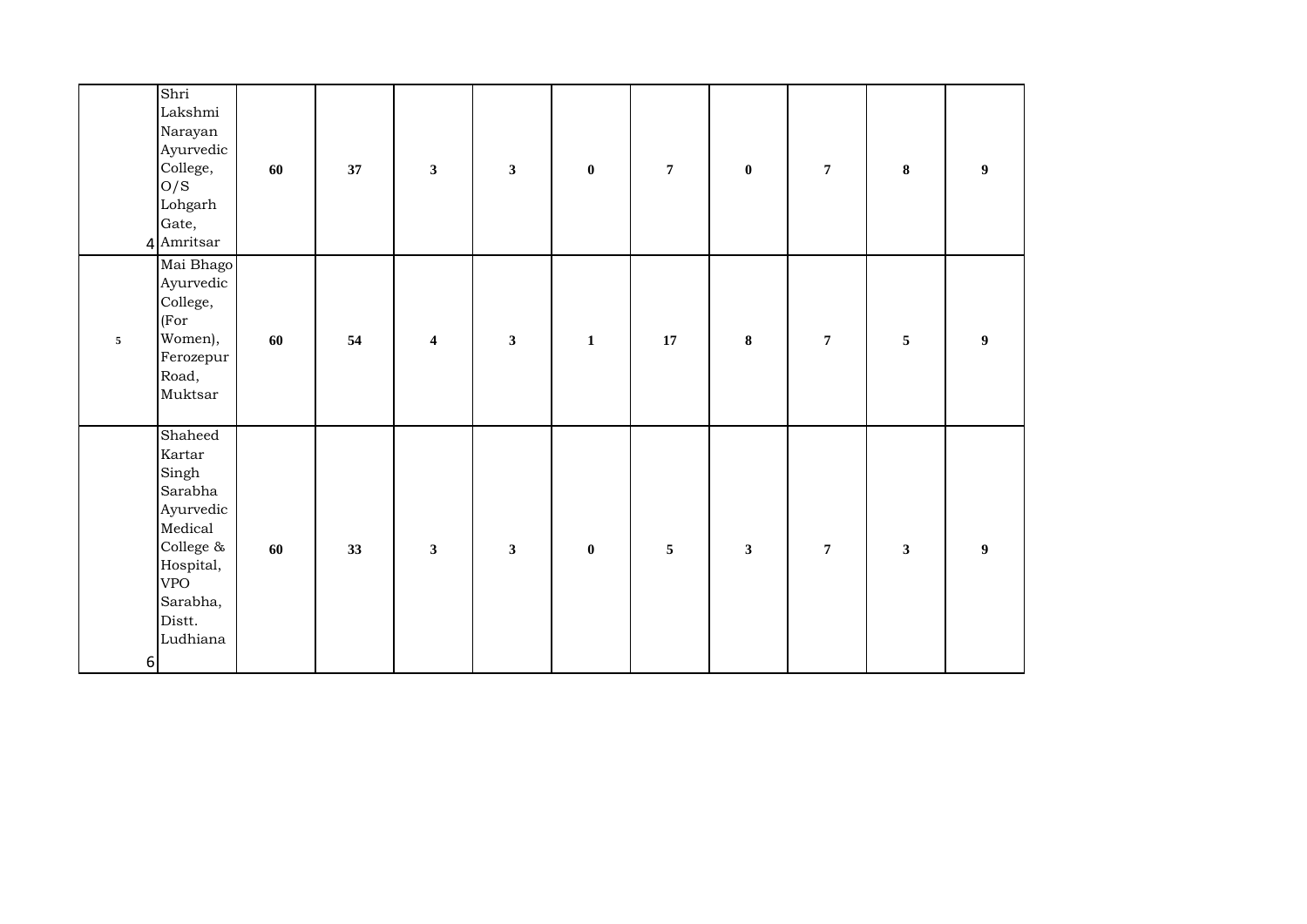| | | | | | | | | | | | |
|---|---|---|---|---|---|---|---|---|---|---|---|
| 4 | Shri Lakshmi Narayan Ayurvedic College, O/S Lohgarh Gate, Amritsar | **60** | **37** | **3** | **3** | **0** | **7** | **0** | **7** | **8** | **9** |
| 5 | Mai Bhago Ayurvedic College, (For Women), Ferozepur Road, Muktsar | **60** | **54** | **4** | **3** | **1** | **17** | **8** | **7** | **5** | **9** |
| 6 | Shaheed Kartar Singh Sarabha Ayurvedic Medical College & Hospital, VPO Sarabha, Distt. Ludhiana | **60** | **33** | **3** | **3** | **0** | **5** | **3** | **7** | **3** | **9** |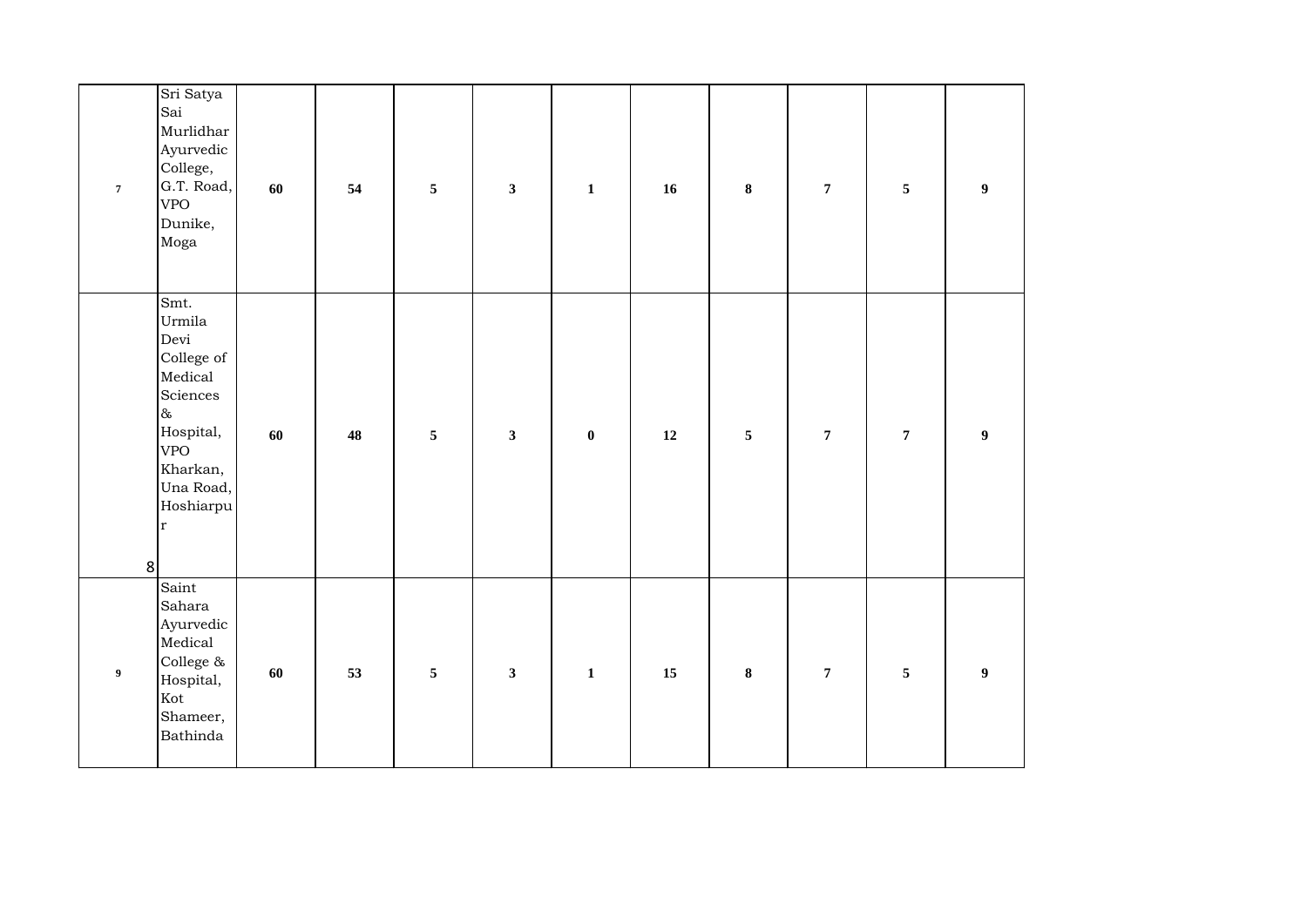| | | | | | | | | | | | |
|---|---|---|---|---|---|---|---|---|---|---|---|
| 7 | Sri Satya Sai Murlidhar Ayurvedic College, G.T. Road, VPO Dunike, Moga | **60** | **54** | **5** | **3** | **1** | **16** | **8** | **7** | **5** | **9** |
| 8 | Smt. Urmila Devi College of Medical Sciences & Hospital, VPO Kharkan, Una Road, Hoshiarpur | **60** | **48** | **5** | **3** | **0** | **12** | **5** | **7** | **7** | **9** |
| 9 | Saint Sahara Ayurvedic Medical College & Hospital, Kot Shameer, Bathinda | **60** | **53** | **5** | **3** | **1** | **15** | **8** | **7** | **5** | **9** |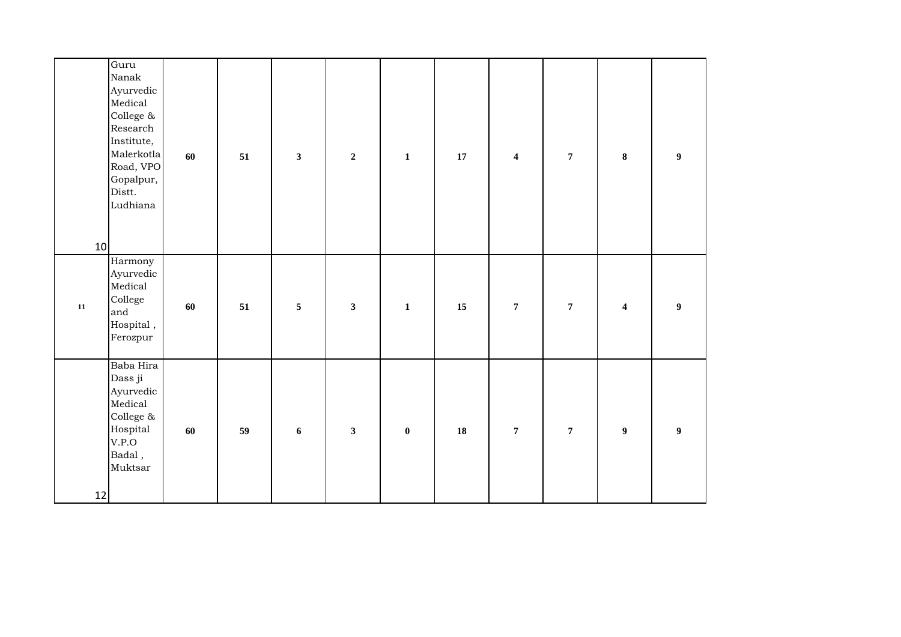| | | | | | | | | | | | |
|---|---|---|---|---|---|---|---|---|---|---|---|
| 10 | Guru Nanak Ayurvedic Medical College & Research Institute, Malerkotla Road, VPO Gopalpur, Distt. Ludhiana | 60 | 51 | 3 | 2 | 1 | 17 | 4 | 7 | 8 | 9 |
| 11 | Harmony Ayurvedic Medical College and Hospital , Ferozpur | 60 | 51 | 5 | 3 | 1 | 15 | 7 | 7 | 4 | 9 |
| 12 | Baba Hira Dass ji Ayurvedic Medical College & Hospital V.P.O Badal , Muktsar | 60 | 59 | 6 | 3 | 0 | 18 | 7 | 7 | 9 | 9 |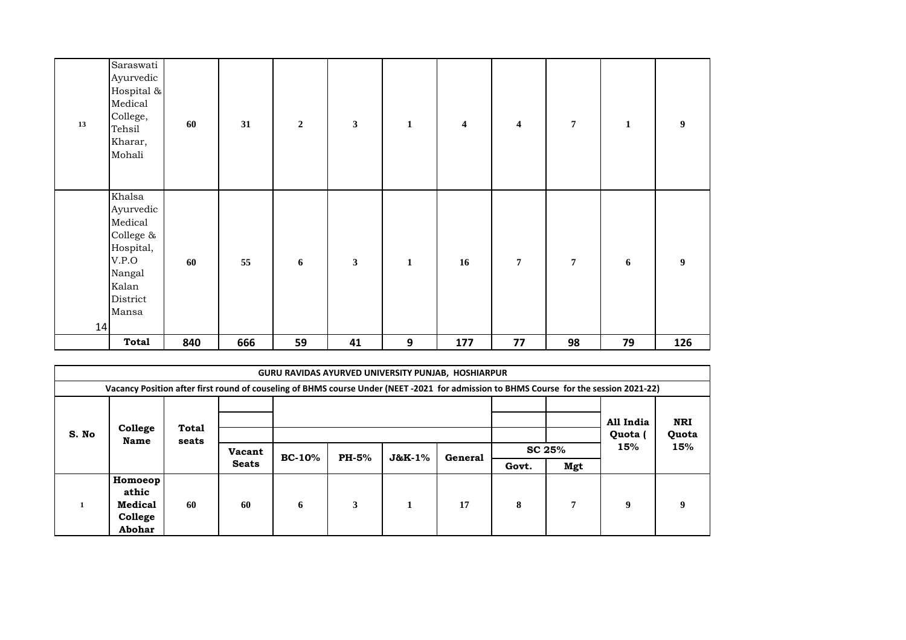| 13 | Saraswati Ayurvedic Hospital & Medical College, Tehsil Kharar, Mohali | 60 | 31 | 2 | 3 | 1 | 4 | 4 | 7 | 1 | 9 |
|---|---|---|---|---|---|---|---|---|---|---|---|
| 14 | Khalsa Ayurvedic Medical College & Hospital, V.P.O Nangal Kalan District Mansa | 60 | 55 | 6 | 3 | 1 | 16 | 7 | 7 | 6 | 9 |
| | **Total** | **840** | **666** | **59** | **41** | **9** | **177** | **77** | **98** | **79** | **126** |

**GURU RAVIDAS AYURVED UNIVERSITY PUNJAB, HOSHIARPUR**

**Vacancy Position after first round of couseling of BHMS course Under (NEET -2021 for admission to BHMS Course for the session 2021-22)**

| S. No | College Name | Total seats | Vacant Seats | BC-10% | PH-5% | J&K-1% | General | SC 25% | | All India Quota ( 15% | NRI Quota 15% |
|---|---|---|---|---|---|---|---|---|---|---|---|
| | | | | | | | | Govt. | Mgt | | |
| 1 | **Homoeopathic Medical College Abohar** | 60 | 60 | 6 | 3 | 1 | 17 | 8 | 7 | 9 | 9 |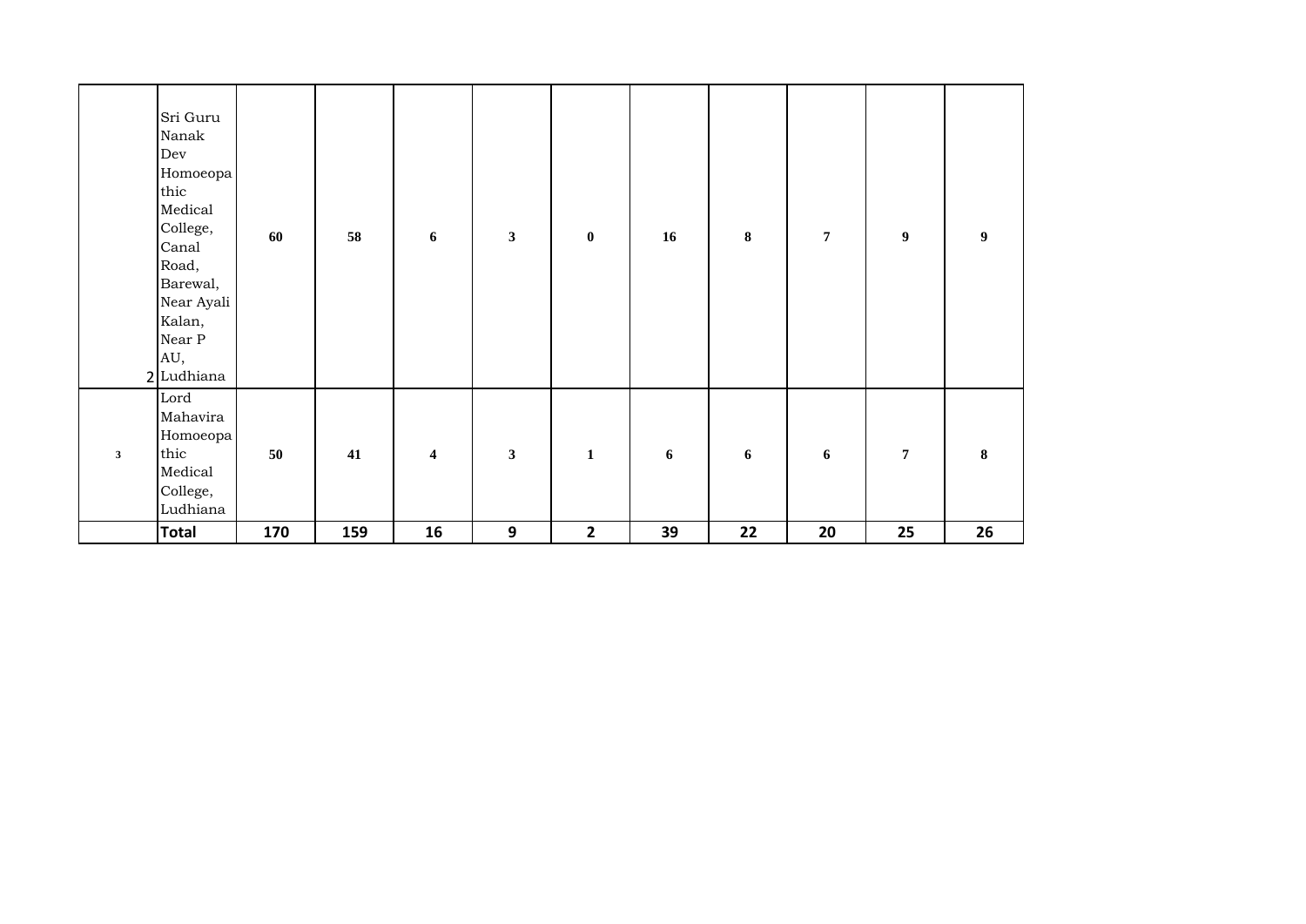| | | | | | | | | | | | |
|---|---|---|---|---|---|---|---|---|---|---|---|
| 2 | Sri Guru Nanak Dev Homoeopathic Medical College, Canal Road, Barewal, Near Ayali Kalan, Near P AU, Ludhiana | 60 | 58 | 6 | 3 | 0 | 16 | 8 | 7 | 9 | 9 |
| 3 | Lord Mahavira Homoeopathic Medical College, Ludhiana | 50 | 41 | 4 | 3 | 1 | 6 | 6 | 6 | 7 | 8 |
| | **Total** | **170** | **159** | **16** | **9** | **2** | **39** | **22** | **20** | **25** | **26** |